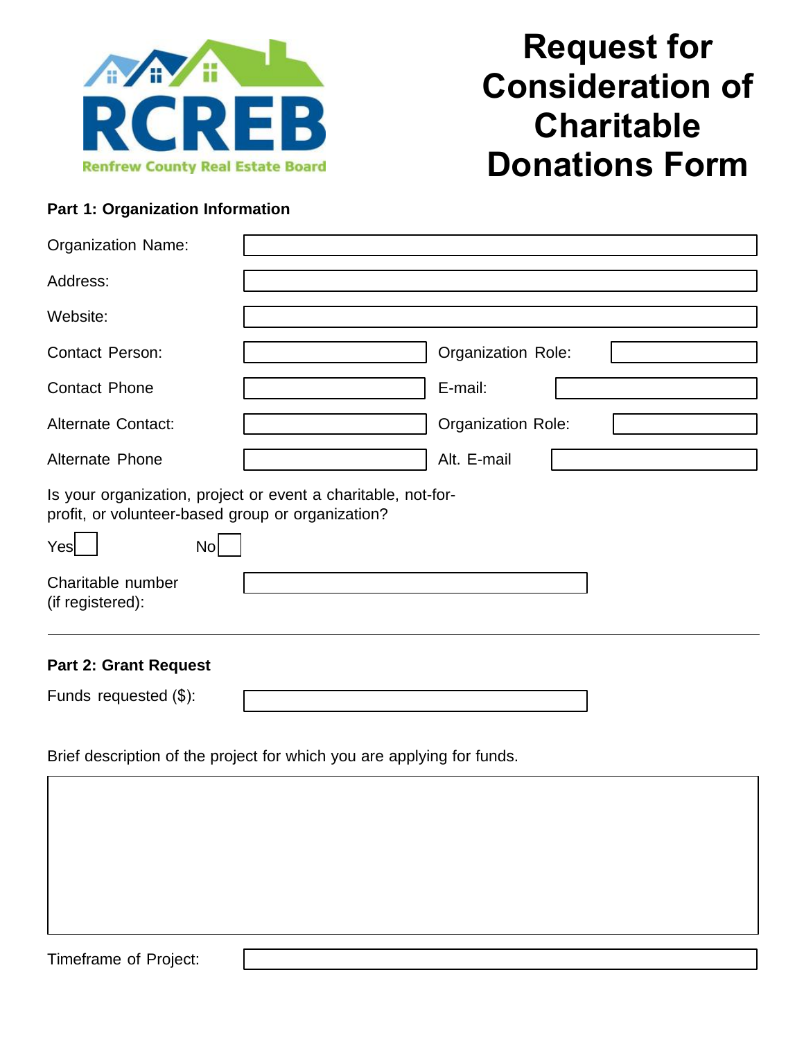RCREB

Renfrew County Real Estate Board

# Request for Consideration of Charitable Donations Form

## Part 1: Organization Information

Organization Name:

Address:

Website:

Contact Person: Organization Role:

Contact Phone E-mail:

Alternate Contact: Organization Role:

Alternate Phone Alt. E-mail

Is your organization, project or event a charitable, not-for-profit, or volunteer-based group or organization?

Yes ☐ No ☐

Charitable number (if registered):

---

## Part 2: Grant Request

Funds requested ($):

Brief description of the project for which you are applying for funds.

Timeframe of Project: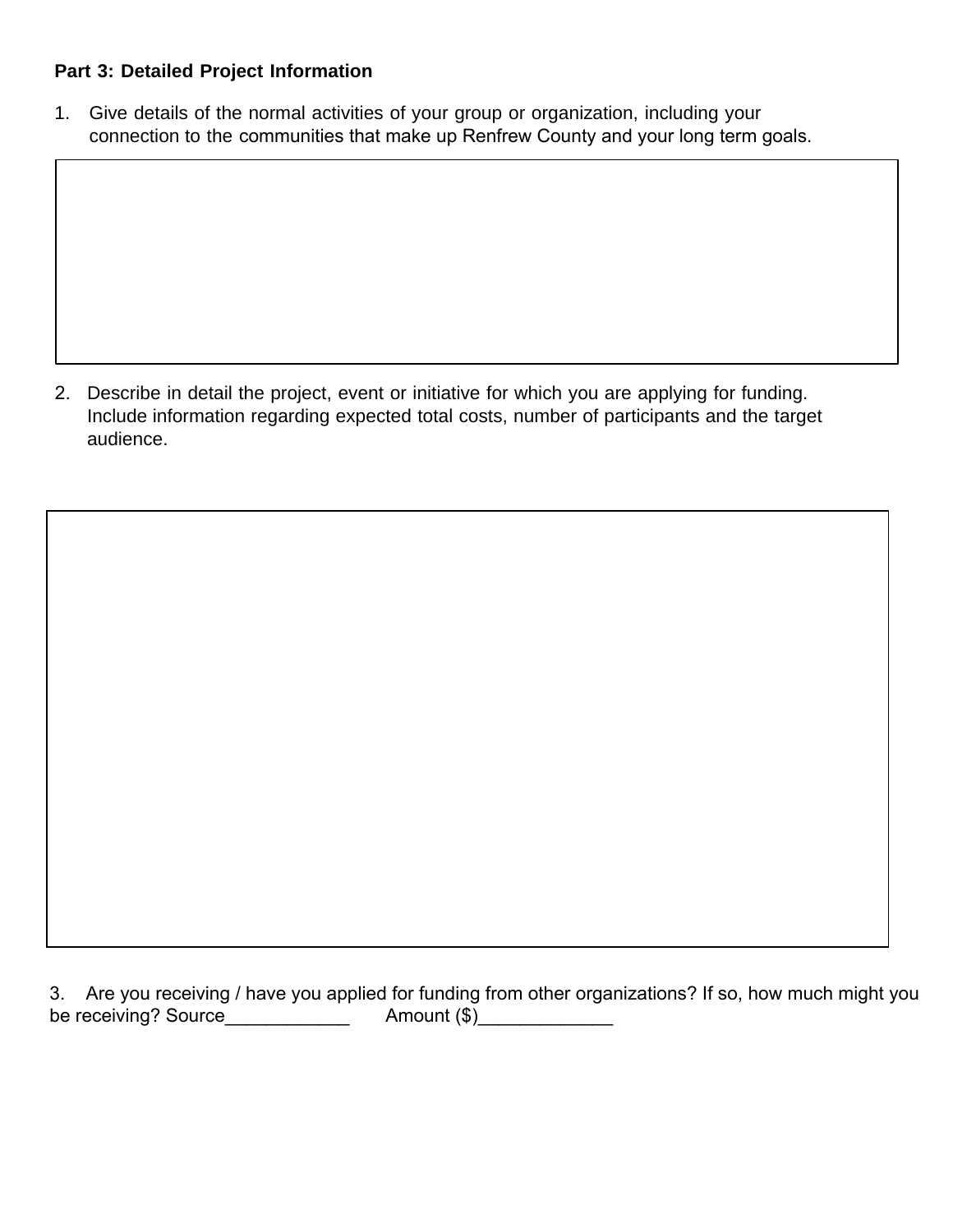**Part 3: Detailed Project Information**

1. Give details of the normal activities of your group or organization, including your connection to the communities that make up Renfrew County and your long term goals.

2. Describe in detail the project, event or initiative for which you are applying for funding. Include information regarding expected total costs, number of participants and the target audience.

3. Are you receiving / have you applied for funding from other organizations? If so, how much might you be receiving? Source____________ Amount ($)_____________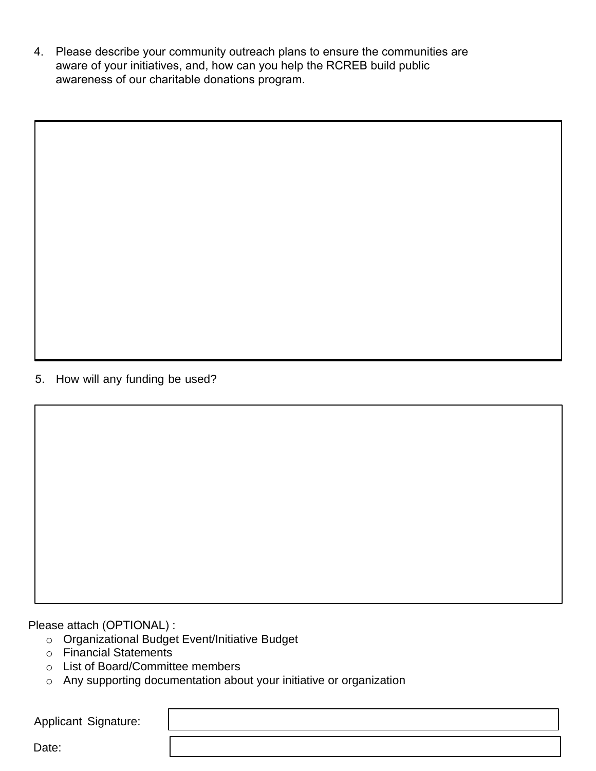4. Please describe your community outreach plans to ensure the communities are aware of your initiatives, and, how can you help the RCREB build public awareness of our charitable donations program.

5. How will any funding be used?

Please attach (OPTIONAL) :

- Organizational Budget Event/Initiative Budget
- Financial Statements
- List of Board/Committee members
- Any supporting documentation about your initiative or organization

Applicant Signature:

Date: